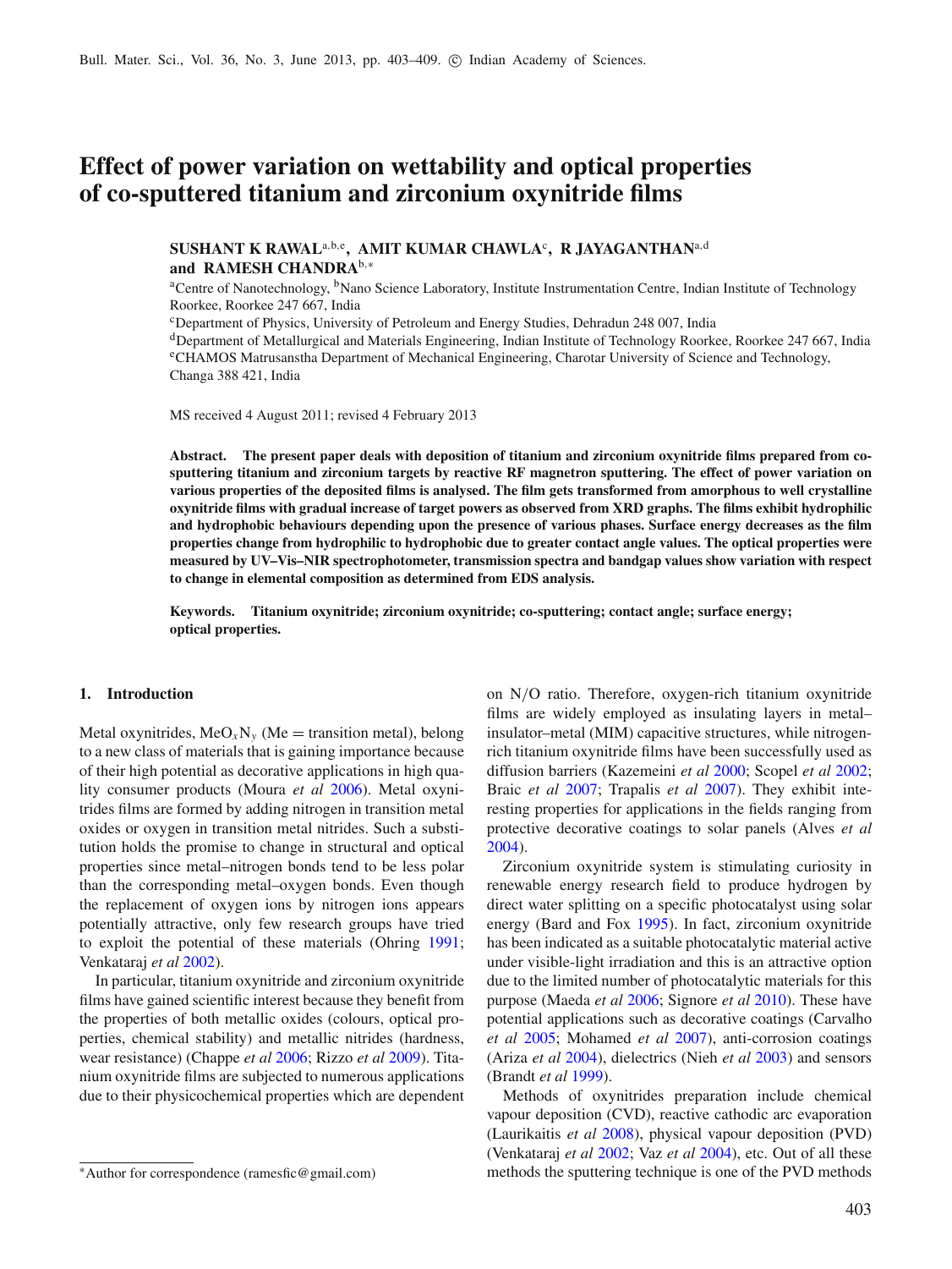# Effect of power variation on wettability and optical properties of co-sputtered titanium and zirconium oxynitride films

**SUSHANT K RAWAL[a,b,e], AMIT KUMAR CHAWLA[c], R JAYAGANTHAN[a,d] and RAMESH CHANDRA[b,*]**

[a]Centre of Nanotechnology, [b]Nano Science Laboratory, Institute Instrumentation Centre, Indian Institute of Technology Roorkee, Roorkee 247 667, India

[c]Department of Physics, University of Petroleum and Energy Studies, Dehradun 248 007, India

[d]Department of Metallurgical and Materials Engineering, Indian Institute of Technology Roorkee, Roorkee 247 667, India

[e]CHAMOS Matrusanstha Department of Mechanical Engineering, Charotar University of Science and Technology, Changa 388 421, India

MS received 4 August 2011; revised 4 February 2013

**Abstract. The present paper deals with deposition of titanium and zirconium oxynitride films prepared from co-sputtering titanium and zirconium targets by reactive RF magnetron sputtering. The effect of power variation on various properties of the deposited films is analysed. The film gets transformed from amorphous to well crystalline oxynitride films with gradual increase of target powers as observed from XRD graphs. The films exhibit hydrophilic and hydrophobic behaviours depending upon the presence of various phases. Surface energy decreases as the film properties change from hydrophilic to hydrophobic due to greater contact angle values. The optical properties were measured by UV–Vis–NIR spectrophotometer, transmission spectra and bandgap values show variation with respect to change in elemental composition as determined from EDS analysis.**

**Keywords. Titanium oxynitride; zirconium oxynitride; co-sputtering; contact angle; surface energy; optical properties.**

## 1. Introduction

Metal oxynitrides, $MeO_xN_y$ (Me = transition metal), belong to a new class of materials that is gaining importance because of their high potential as decorative applications in high quality consumer products (Moura *et al* 2006). Metal oxynitrides films are formed by adding nitrogen in transition metal oxides or oxygen in transition metal nitrides. Such a substitution holds the promise to change in structural and optical properties since metal–nitrogen bonds tend to be less polar than the corresponding metal–oxygen bonds. Even though the replacement of oxygen ions by nitrogen ions appears potentially attractive, only few research groups have tried to exploit the potential of these materials (Ohring 1991; Venkataraj *et al* 2002).

In particular, titanium oxynitride and zirconium oxynitride films have gained scientific interest because they benefit from the properties of both metallic oxides (colours, optical properties, chemical stability) and metallic nitrides (hardness, wear resistance) (Chappe *et al* 2006; Rizzo *et al* 2009). Titanium oxynitride films are subjected to numerous applications due to their physicochemical properties which are dependent on N/O ratio. Therefore, oxygen-rich titanium oxynitride films are widely employed as insulating layers in metal–insulator–metal (MIM) capacitive structures, while nitrogen-rich titanium oxynitride films have been successfully used as diffusion barriers (Kazemeini *et al* 2000; Scopel *et al* 2002; Braic *et al* 2007; Trapalis *et al* 2007). They exhibit interesting properties for applications in the fields ranging from protective decorative coatings to solar panels (Alves *et al* 2004).

Zirconium oxynitride system is stimulating curiosity in renewable energy research field to produce hydrogen by direct water splitting on a specific photocatalyst using solar energy (Bard and Fox 1995). In fact, zirconium oxynitride has been indicated as a suitable photocatalytic material active under visible-light irradiation and this is an attractive option due to the limited number of photocatalytic materials for this purpose (Maeda *et al* 2006; Signore *et al* 2010). These have potential applications such as decorative coatings (Carvalho *et al* 2005; Mohamed *et al* 2007), anti-corrosion coatings (Ariza *et al* 2004), dielectrics (Nieh *et al* 2003) and sensors (Brandt *et al* 1999).

Methods of oxynitrides preparation include chemical vapour deposition (CVD), reactive cathodic arc evaporation (Laurikaitis *et al* 2008), physical vapour deposition (PVD) (Venkataraj *et al* 2002; Vaz *et al* 2004), etc. Out of all these methods the sputtering technique is one of the PVD methods

*Author for correspondence (ramesfic@gmail.com)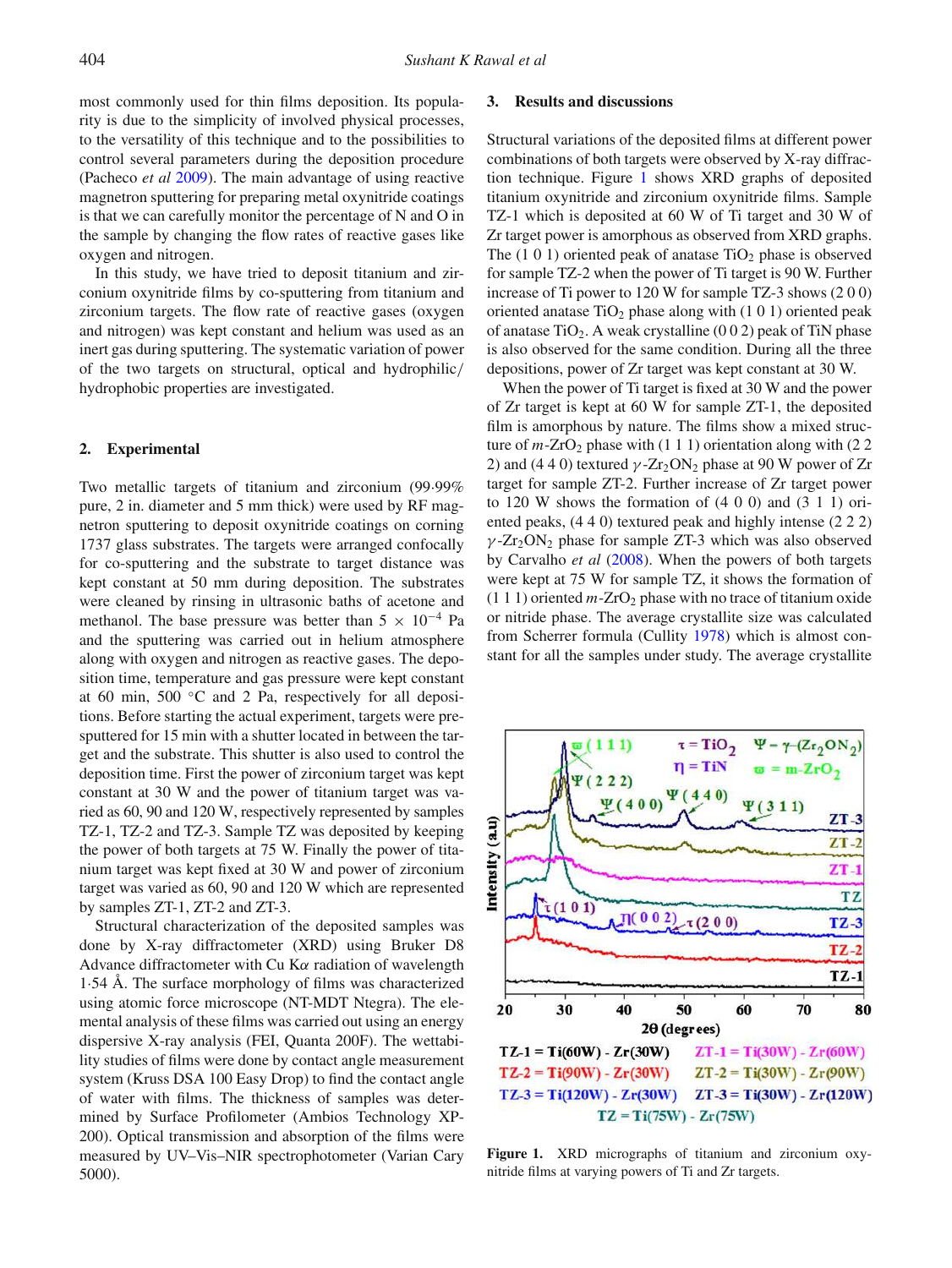most commonly used for thin films deposition. Its popularity is due to the simplicity of involved physical processes, to the versatility of this technique and to the possibilities to control several parameters during the deposition procedure (Pacheco *et al* 2009). The main advantage of using reactive magnetron sputtering for preparing metal oxynitride coatings is that we can carefully monitor the percentage of N and O in the sample by changing the flow rates of reactive gases like oxygen and nitrogen.

In this study, we have tried to deposit titanium and zirconium oxynitride films by co-sputtering from titanium and zirconium targets. The flow rate of reactive gases (oxygen and nitrogen) was kept constant and helium was used as an inert gas during sputtering. The systematic variation of power of the two targets on structural, optical and hydrophilic/hydrophobic properties are investigated.

## 2. Experimental

Two metallic targets of titanium and zirconium (99·99% pure, 2 in. diameter and 5 mm thick) were used by RF magnetron sputtering to deposit oxynitride coatings on corning 1737 glass substrates. The targets were arranged confocally for co-sputtering and the substrate to target distance was kept constant at 50 mm during deposition. The substrates were cleaned by rinsing in ultrasonic baths of acetone and methanol. The base pressure was better than $5 \times 10^{-4}$ Pa and the sputtering was carried out in helium atmosphere along with oxygen and nitrogen as reactive gases. The deposition time, temperature and gas pressure were kept constant at 60 min, 500 °C and 2 Pa, respectively for all depositions. Before starting the actual experiment, targets were presputtered for 15 min with a shutter located in between the target and the substrate. This shutter is also used to control the deposition time. First the power of zirconium target was kept constant at 30 W and the power of titanium target was varied as 60, 90 and 120 W, respectively represented by samples TZ-1, TZ-2 and TZ-3. Sample TZ was deposited by keeping the power of both targets at 75 W. Finally the power of titanium target was kept fixed at 30 W and power of zirconium target was varied as 60, 90 and 120 W which are represented by samples ZT-1, ZT-2 and ZT-3.

Structural characterization of the deposited samples was done by X-ray diffractometer (XRD) using Bruker D8 Advance diffractometer with Cu K$\alpha$ radiation of wavelength 1·54 Å. The surface morphology of films was characterized using atomic force microscope (NT-MDT Ntegra). The elemental analysis of these films was carried out using an energy dispersive X-ray analysis (FEI, Quanta 200F). The wettability studies of films were done by contact angle measurement system (Kruss DSA 100 Easy Drop) to find the contact angle of water with films. The thickness of samples was determined by Surface Profilometer (Ambios Technology XP-200). Optical transmission and absorption of the films were measured by UV–Vis–NIR spectrophotometer (Varian Cary 5000).

## 3. Results and discussions

Structural variations of the deposited films at different power combinations of both targets were observed by X-ray diffraction technique. Figure 1 shows XRD graphs of deposited titanium oxynitride and zirconium oxynitride films. Sample TZ-1 which is deposited at 60 W of Ti target and 30 W of Zr target power is amorphous as observed from XRD graphs. The (1 0 1) oriented peak of anatase $TiO_2$ phase is observed for sample TZ-2 when the power of Ti target is 90 W. Further increase of Ti power to 120 W for sample TZ-3 shows (2 0 0) oriented anatase $TiO_2$ phase along with (1 0 1) oriented peak of anatase $TiO_2$. A weak crystalline (0 0 2) peak of TiN phase is also observed for the same condition. During all the three depositions, power of Zr target was kept constant at 30 W.

When the power of Ti target is fixed at 30 W and the power of Zr target is kept at 60 W for sample ZT-1, the deposited film is amorphous by nature. The films show a mixed structure of $m$-$ZrO_2$ phase with (1 1 1) orientation along with (2 2 2) and (4 4 0) textured $\gamma$-$Zr_2ON_2$ phase at 90 W power of Zr target for sample ZT-2. Further increase of Zr target power to 120 W shows the formation of (4 0 0) and (3 1 1) oriented peaks, (4 4 0) textured peak and highly intense (2 2 2) $\gamma$-$Zr_2ON_2$ phase for sample ZT-3 which was also observed by Carvalho *et al* (2008). When the powers of both targets were kept at 75 W for sample TZ, it shows the formation of (1 1 1) oriented $m$-$ZrO_2$ phase with no trace of titanium oxide or nitride phase. The average crystallite size was calculated from Scherrer formula (Cullity 1978) which is almost constant for all the samples under study. The average crystallite

**Figure 1.** XRD micrographs of titanium and zirconium oxynitride films at varying powers of Ti and Zr targets.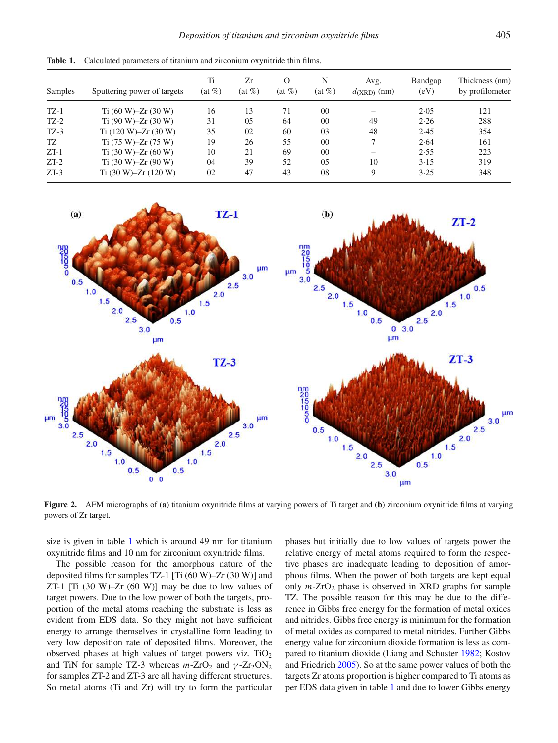**Table 1.** Calculated parameters of titanium and zirconium oxynitride thin films.

| Samples | Sputtering power of targets | Ti (at %) | Zr (at %) | O (at %) | N (at %) | Avg. $d_{(XRD)}$ (nm) | Bandgap (eV) | Thickness (nm) by profilometer |
|---|---|---|---|---|---|---|---|---|
| TZ-1 | Ti (60 W)–Zr (30 W) | 16 | 13 | 71 | 00 | – | 2·05 | 121 |
| TZ-2 | Ti (90 W)–Zr (30 W) | 31 | 05 | 64 | 00 | 49 | 2·26 | 288 |
| TZ-3 | Ti (120 W)–Zr (30 W) | 35 | 02 | 60 | 03 | 48 | 2·45 | 354 |
| TZ | Ti (75 W)–Zr (75 W) | 19 | 26 | 55 | 00 | 7 | 2·64 | 161 |
| ZT-1 | Ti (30 W)–Zr (60 W) | 10 | 21 | 69 | 00 | – | 2·55 | 223 |
| ZT-2 | Ti (30 W)–Zr (90 W) | 04 | 39 | 52 | 05 | 10 | 3·15 | 319 |
| ZT-3 | Ti (30 W)–Zr (120 W) | 02 | 47 | 43 | 08 | 9 | 3·25 | 348 |

**Figure 2.** AFM micrographs of (**a**) titanium oxynitride films at varying powers of Ti target and (**b**) zirconium oxynitride films at varying powers of Zr target.

size is given in table 1 which is around 49 nm for titanium oxynitride films and 10 nm for zirconium oxynitride films.

The possible reason for the amorphous nature of the deposited films for samples TZ-1 [Ti (60 W)–Zr (30 W)] and ZT-1 [Ti (30 W)–Zr (60 W)] may be due to low values of target powers. Due to the low power of both the targets, proportion of the metal atoms reaching the substrate is less as evident from EDS data. So they might not have sufficient energy to arrange themselves in crystalline form leading to very low deposition rate of deposited films. Moreover, the observed phases at high values of target powers viz. $TiO_2$ and TiN for sample TZ-3 whereas $m$-$ZrO_2$ and $\gamma$-$Zr_2ON_2$ for samples ZT-2 and ZT-3 are all having different structures. So metal atoms (Ti and Zr) will try to form the particular phases but initially due to low values of targets power the relative energy of metal atoms required to form the respective phases are inadequate leading to deposition of amorphous films. When the power of both targets are kept equal only $m$-$ZrO_2$ phase is observed in XRD graphs for sample TZ. The possible reason for this may be due to the difference in Gibbs free energy for the formation of metal oxides and nitrides. Gibbs free energy is minimum for the formation of metal oxides as compared to metal nitrides. Further Gibbs energy value for zirconium dioxide formation is less as compared to titanium dioxide (Liang and Schuster 1982; Kostov and Friedrich 2005). So at the same power values of both the targets Zr atoms proportion is higher compared to Ti atoms as per EDS data given in table 1 and due to lower Gibbs energy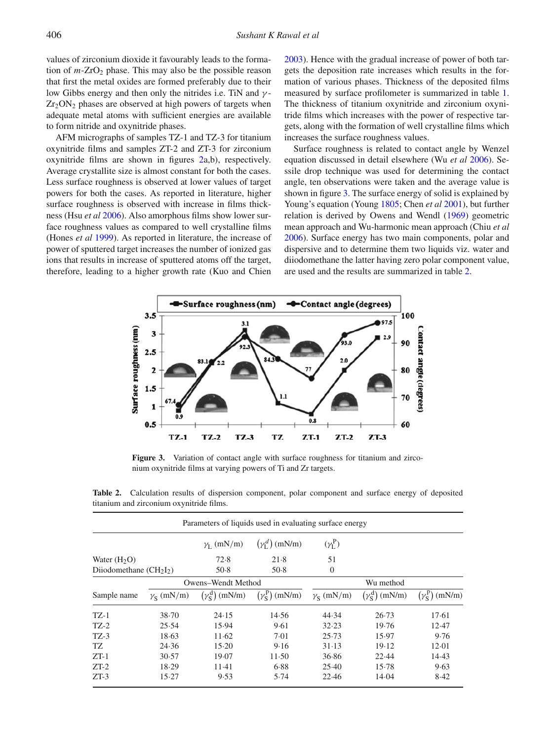values of zirconium dioxide it favourably leads to the formation of $m$-$ZrO_2$ phase. This may also be the possible reason that first the metal oxides are formed preferably due to their low Gibbs energy and then only the nitrides i.e. TiN and $\gamma$-$Zr_2ON_2$ phases are observed at high powers of targets when adequate metal atoms with sufficient energies are available to form nitride and oxynitride phases.

AFM micrographs of samples TZ-1 and TZ-3 for titanium oxynitride films and samples ZT-2 and ZT-3 for zirconium oxynitride films are shown in figures 2a,b), respectively. Average crystallite size is almost constant for both the cases. Less surface roughness is observed at lower values of target powers for both the cases. As reported in literature, higher surface roughness is observed with increase in films thickness (Hsu *et al* 2006). Also amorphous films show lower surface roughness values as compared to well crystalline films (Hones *et al* 1999). As reported in literature, the increase of power of sputtered target increases the number of ionized gas ions that results in increase of sputtered atoms off the target, therefore, leading to a higher growth rate (Kuo and Chien 2003). Hence with the gradual increase of power of both targets the deposition rate increases which results in the formation of various phases. Thickness of the deposited films measured by surface profilometer is summarized in table 1. The thickness of titanium oxynitride and zirconium oxynitride films which increases with the power of respective targets, along with the formation of well crystalline films which increases the surface roughness values.

Surface roughness is related to contact angle by Wenzel equation discussed in detail elsewhere (Wu *et al* 2006). Sessile drop technique was used for determining the contact angle, ten observations were taken and the average value is shown in figure 3. The surface energy of solid is explained by Young's equation (Young 1805; Chen *et al* 2001), but further relation is derived by Owens and Wendl (1969) geometric mean approach and Wu-harmonic mean approach (Chiu *et al* 2006). Surface energy has two main components, polar and dispersive and to determine them two liquids viz. water and diiodomethane the latter having zero polar component value, are used and the results are summarized in table 2.

**Figure 3.** Variation of contact angle with surface roughness for titanium and zirconium oxynitride films at varying powers of Ti and Zr targets.

**Table 2.** Calculation results of dispersion component, polar component and surface energy of deposited titanium and zirconium oxynitride films.

| Parameters of liquids used in evaluating surface energy | | | | | | |
|---|---|---|---|---|---|---|
| | $\gamma_L$ (mN/m) | $(\gamma_L^d)$ (mN/m) | $(\gamma_L^P)$ | | | |
| Water ($H_2O$) | 72·8 | 21·8 | 51 | | | |
| Diiodomethane ($CH_2I_2$) | 50·8 | 50·8 | 0 | | | |
| | Owens–Wendt Method | | | Wu method | | |
| Sample name | $\gamma_S$ (mN/m) | $(\gamma_S^d)$ (mN/m) | $(\gamma_S^P)$ (mN/m) | $\gamma_S$ (mN/m) | $(\gamma_S^d)$ (mN/m) | $(\gamma_S^P)$ (mN/m) |
| TZ-1 | 38·70 | 24·15 | 14·56 | 44·34 | 26·73 | 17·61 |
| TZ-2 | 25·54 | 15·94 | 9·61 | 32·23 | 19·76 | 12·47 |
| TZ-3 | 18·63 | 11·62 | 7·01 | 25·73 | 15·97 | 9·76 |
| TZ | 24·36 | 15·20 | 9·16 | 31·13 | 19·12 | 12·01 |
| ZT-1 | 30·57 | 19·07 | 11·50 | 36·86 | 22·44 | 14·43 |
| ZT-2 | 18·29 | 11·41 | 6·88 | 25·40 | 15·78 | 9·63 |
| ZT-3 | 15·27 | 9·53 | 5·74 | 22·46 | 14·04 | 8·42 |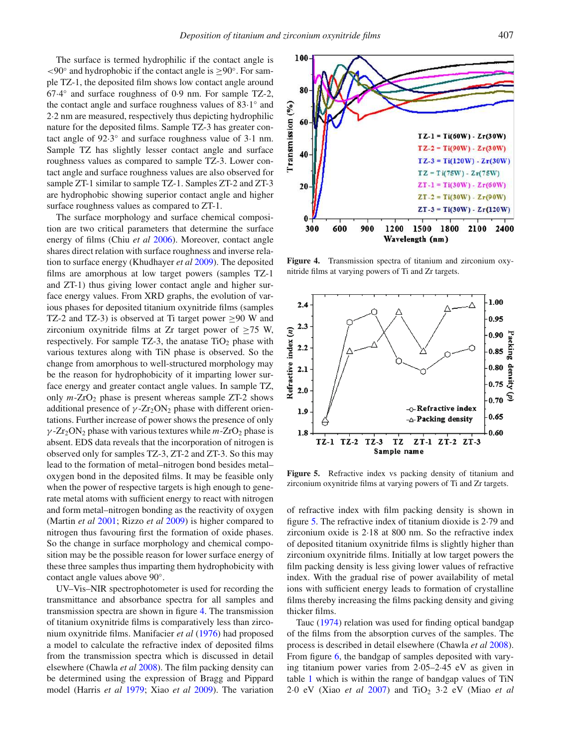The surface is termed hydrophilic if the contact angle is $<90°$ and hydrophobic if the contact angle is $\geq 90°$. For sample TZ-1, the deposited film shows low contact angle around 67·4° and surface roughness of 0·9 nm. For sample TZ-2, the contact angle and surface roughness values of 83·1° and 2·2 nm are measured, respectively thus depicting hydrophilic nature for the deposited films. Sample TZ-3 has greater contact angle of 92·3° and surface roughness value of 3·1 nm. Sample TZ has slightly lesser contact angle and surface roughness values as compared to sample TZ-3. Lower contact angle and surface roughness values are also observed for sample ZT-1 similar to sample TZ-1. Samples ZT-2 and ZT-3 are hydrophobic showing superior contact angle and higher surface roughness values as compared to ZT-1.

The surface morphology and surface chemical composition are two critical parameters that determine the surface energy of films (Chiu *et al* 2006). Moreover, contact angle shares direct relation with surface roughness and inverse relation to surface energy (Khudhayer *et al* 2009). The deposited films are amorphous at low target powers (samples TZ-1 and ZT-1) thus giving lower contact angle and higher surface energy values. From XRD graphs, the evolution of various phases for deposited titanium oxynitride films (samples TZ-2 and TZ-3) is observed at Ti target power $\geq 90$ W and zirconium oxynitride films at Zr target power of $\geq 75$ W, respectively. For sample TZ-3, the anatase $TiO_2$ phase with various textures along with TiN phase is observed. So the change from amorphous to well-structured morphology may be the reason for hydrophobicity of it imparting lower surface energy and greater contact angle values. In sample TZ, only $m$-$ZrO_2$ phase is present whereas sample ZT-2 shows additional presence of $\gamma$-$Zr_2ON_2$ phase with different orientations. Further increase of power shows the presence of only $\gamma$-$Zr_2ON_2$ phase with various textures while $m$-$ZrO_2$ phase is absent. EDS data reveals that the incorporation of nitrogen is observed only for samples TZ-3, ZT-2 and ZT-3. So this may lead to the formation of metal–nitrogen bond besides metal–oxygen bond in the deposited films. It may be feasible only when the power of respective targets is high enough to generate metal atoms with sufficient energy to react with nitrogen and form metal–nitrogen bonding as the reactivity of oxygen (Martin *et al* 2001; Rizzo *et al* 2009) is higher compared to nitrogen thus favouring first the formation of oxide phases. So the change in surface morphology and chemical composition may be the possible reason for lower surface energy of these three samples thus imparting them hydrophobicity with contact angle values above 90°.

UV–Vis–NIR spectrophotometer is used for recording the transmittance and absorbance spectra for all samples and transmission spectra are shown in figure 4. The transmission of titanium oxynitride films is comparatively less than zirconium oxynitride films. Manifacier *et al* (1976) had proposed a model to calculate the refractive index of deposited films from the transmission spectra which is discussed in detail elsewhere (Chawla *et al* 2008). The film packing density can be determined using the expression of Bragg and Pippard model (Harris *et al* 1979; Xiao *et al* 2009). The variation

**Figure 4.** Transmission spectra of titanium and zirconium oxynitride films at varying powers of Ti and Zr targets.

**Figure 5.** Refractive index vs packing density of titanium and zirconium oxynitride films at varying powers of Ti and Zr targets.

of refractive index with film packing density is shown in figure 5. The refractive index of titanium dioxide is 2·79 and zirconium oxide is 2·18 at 800 nm. So the refractive index of deposited titanium oxynitride films is slightly higher than zirconium oxynitride films. Initially at low target powers the film packing density is less giving lower values of refractive index. With the gradual rise of power availability of metal ions with sufficient energy leads to formation of crystalline films thereby increasing the films packing density and giving thicker films.

Tauc (1974) relation was used for finding optical bandgap of the films from the absorption curves of the samples. The process is described in detail elsewhere (Chawla *et al* 2008). From figure 6, the bandgap of samples deposited with varying titanium power varies from 2·05–2·45 eV as given in table 1 which is within the range of bandgap values of TiN 2·0 eV (Xiao *et al* 2007) and $TiO_2$ 3·2 eV (Miao *et al*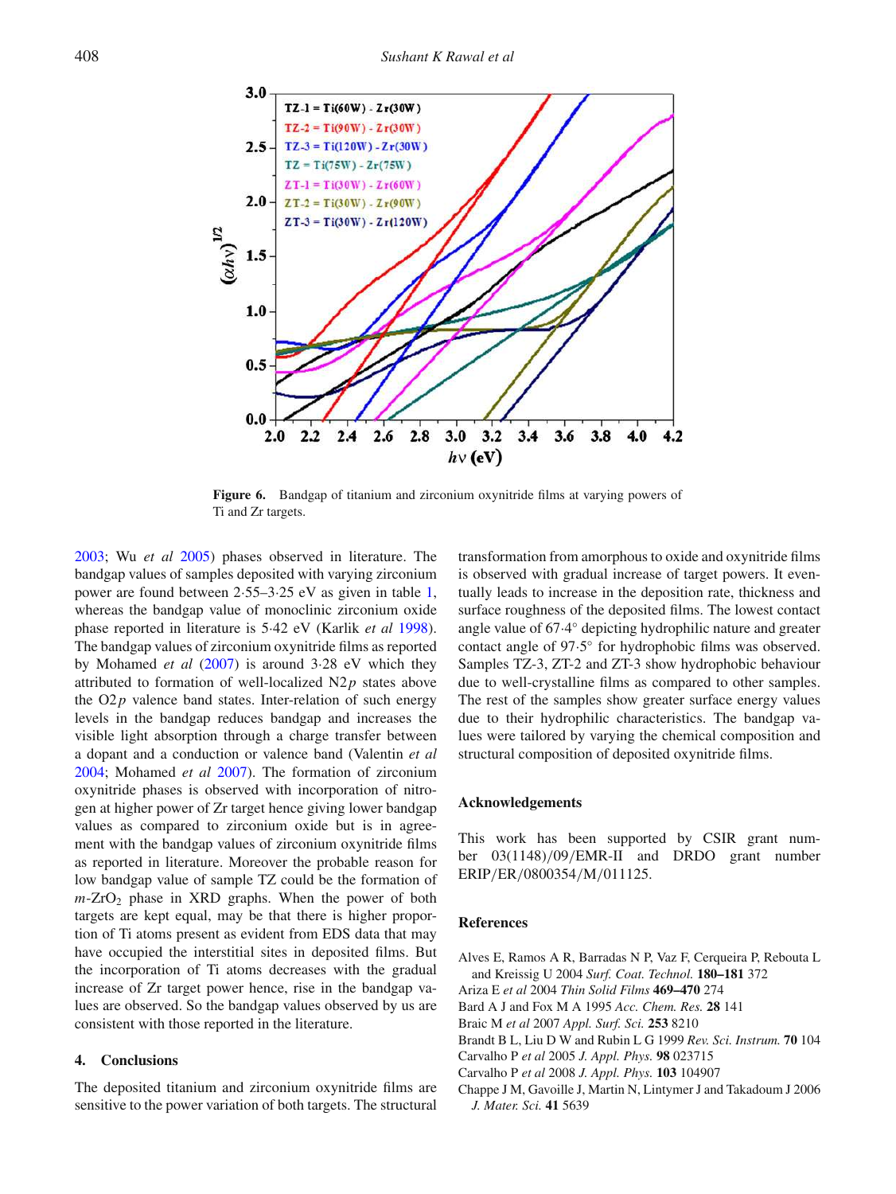**Figure 6.** Bandgap of titanium and zirconium oxynitride films at varying powers of Ti and Zr targets.

2003; Wu *et al* 2005) phases observed in literature. The bandgap values of samples deposited with varying zirconium power are found between 2·55–3·25 eV as given in table 1, whereas the bandgap value of monoclinic zirconium oxide phase reported in literature is 5·42 eV (Karlik *et al* 1998). The bandgap values of zirconium oxynitride films as reported by Mohamed *et al* (2007) is around 3·28 eV which they attributed to formation of well-localized N2*p* states above the O2*p* valence band states. Inter-relation of such energy levels in the bandgap reduces bandgap and increases the visible light absorption through a charge transfer between a dopant and a conduction or valence band (Valentin *et al* 2004; Mohamed *et al* 2007). The formation of zirconium oxynitride phases is observed with incorporation of nitrogen at higher power of Zr target hence giving lower bandgap values as compared to zirconium oxide but is in agreement with the bandgap values of zirconium oxynitride films as reported in literature. Moreover the probable reason for low bandgap value of sample TZ could be the formation of $m$-$ZrO_2$ phase in XRD graphs. When the power of both targets are kept equal, may be that there is higher proportion of Ti atoms present as evident from EDS data that may have occupied the interstitial sites in deposited films. But the incorporation of Ti atoms decreases with the gradual increase of Zr target power hence, rise in the bandgap values are observed. So the bandgap values observed by us are consistent with those reported in the literature.

## 4. Conclusions

The deposited titanium and zirconium oxynitride films are sensitive to the power variation of both targets. The structural transformation from amorphous to oxide and oxynitride films is observed with gradual increase of target powers. It eventually leads to increase in the deposition rate, thickness and surface roughness of the deposited films. The lowest contact angle value of 67·4° depicting hydrophilic nature and greater contact angle of 97·5° for hydrophobic films was observed. Samples TZ-3, ZT-2 and ZT-3 show hydrophobic behaviour due to well-crystalline films as compared to other samples. The rest of the samples show greater surface energy values due to their hydrophilic characteristics. The bandgap values were tailored by varying the chemical composition and structural composition of deposited oxynitride films.

## Acknowledgements

This work has been supported by CSIR grant number 03(1148)/09/EMR-II and DRDO grant number ERIP/ER/0800354/M/011125.

## References

Alves E, Ramos A R, Barradas N P, Vaz F, Cerqueira P, Rebouta L and Kreissig U 2004 *Surf. Coat. Technol.* **180–181** 372

Ariza E *et al* 2004 *Thin Solid Films* **469–470** 274

Bard A J and Fox M A 1995 *Acc. Chem. Res.* **28** 141

Braic M *et al* 2007 *Appl. Surf. Sci.* **253** 8210

Brandt B L, Liu D W and Rubin L G 1999 *Rev. Sci. Instrum.* **70** 104

Carvalho P *et al* 2005 *J. Appl. Phys.* **98** 023715

Carvalho P *et al* 2008 *J. Appl. Phys.* **103** 104907

Chappe J M, Gavoille J, Martin N, Lintymer J and Takadoum J 2006 *J. Mater. Sci.* **41** 5639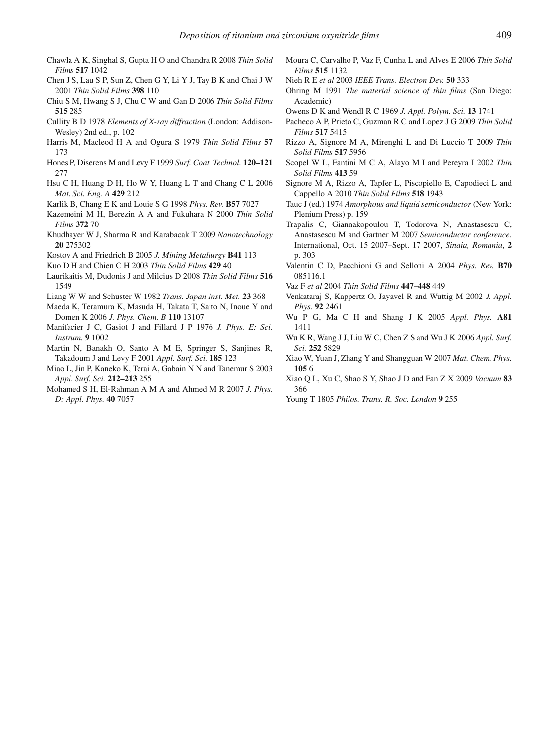Chawla A K, Singhal S, Gupta H O and Chandra R 2008 *Thin Solid Films* **517** 1042

Chen J S, Lau S P, Sun Z, Chen G Y, Li Y J, Tay B K and Chai J W 2001 *Thin Solid Films* **398** 110

Chiu S M, Hwang S J, Chu C W and Gan D 2006 *Thin Solid Films* **515** 285

Cullity B D 1978 *Elements of X-ray diffraction* (London: Addison-Wesley) 2nd ed., p. 102

Harris M, Macleod H A and Ogura S 1979 *Thin Solid Films* **57** 173

Hones P, Diserens M and Levy F 1999 *Surf. Coat. Technol.* **120–121** 277

Hsu C H, Huang D H, Ho W Y, Huang L T and Chang C L 2006 *Mat. Sci. Eng. A* **429** 212

Karlik B, Chang E K and Louie S G 1998 *Phys. Rev.* **B57** 7027

Kazemeini M H, Berezin A A and Fukuhara N 2000 *Thin Solid Films* **372** 70

Khudhayer W J, Sharma R and Karabacak T 2009 *Nanotechnology* **20** 275302

Kostov A and Friedrich B 2005 *J. Mining Metallurgy* **B41** 113

Kuo D H and Chien C H 2003 *Thin Solid Films* **429** 40

Laurikaitis M, Dudonis J and Milcius D 2008 *Thin Solid Films* **516** 1549

Liang W W and Schuster W 1982 *Trans. Japan Inst. Met.* **23** 368

Maeda K, Teramura K, Masuda H, Takata T, Saito N, Inoue Y and Domen K 2006 *J. Phys. Chem. B* **110** 13107

Manifacier J C, Gasiot J and Fillard J P 1976 *J. Phys. E: Sci. Instrum.* **9** 1002

Martin N, Banakh O, Santo A M E, Springer S, Sanjines R, Takadoum J and Levy F 2001 *Appl. Surf. Sci.* **185** 123

Miao L, Jin P, Kaneko K, Terai A, Gabain N N and Tanemur S 2003 *Appl. Surf. Sci.* **212–213** 255

Mohamed S H, El-Rahman A M A and Ahmed M R 2007 *J. Phys. D: Appl. Phys.* **40** 7057

Moura C, Carvalho P, Vaz F, Cunha L and Alves E 2006 *Thin Solid Films* **515** 1132

Nieh R E *et al* 2003 *IEEE Trans. Electron Dev.* **50** 333

Ohring M 1991 *The material science of thin films* (San Diego: Academic)

Owens D K and Wendl R C 1969 *J. Appl. Polym. Sci.* **13** 1741

Pacheco A P, Prieto C, Guzman R C and Lopez J G 2009 *Thin Solid Films* **517** 5415

Rizzo A, Signore M A, Mirenghi L and Di Luccio T 2009 *Thin Solid Films* **517** 5956

Scopel W L, Fantini M C A, Alayo M I and Pereyra I 2002 *Thin Solid Films* **413** 59

Signore M A, Rizzo A, Tapfer L, Piscopiello E, Capodieci L and Cappello A 2010 *Thin Solid Films* **518** 1943

Tauc J (ed.) 1974 *Amorphous and liquid semiconductor* (New York: Plenium Press) p. 159

Trapalis C, Giannakopoulou T, Todorova N, Anastasescu C, Anastasescu M and Gartner M 2007 *Semiconductor conference*. International, Oct. 15 2007–Sept. 17 2007, *Sinaia, Romania*, **2** p. 303

Valentin C D, Pacchioni G and Selloni A 2004 *Phys. Rev.* **B70** 085116.1

Vaz F *et al* 2004 *Thin Solid Films* **447–448** 449

Venkataraj S, Kappertz O, Jayavel R and Wuttig M 2002 *J. Appl. Phys.* **92** 2461

Wu P G, Ma C H and Shang J K 2005 *Appl. Phys.* **A81** 1411

Wu K R, Wang J J, Liu W C, Chen Z S and Wu J K 2006 *Appl. Surf. Sci.* **252** 5829

Xiao W, Yuan J, Zhang Y and Shangguan W 2007 *Mat. Chem. Phys.* **105** 6

Xiao Q L, Xu C, Shao S Y, Shao J D and Fan Z X 2009 *Vacuum* **83** 366

Young T 1805 *Philos. Trans. R. Soc. London* **9** 255